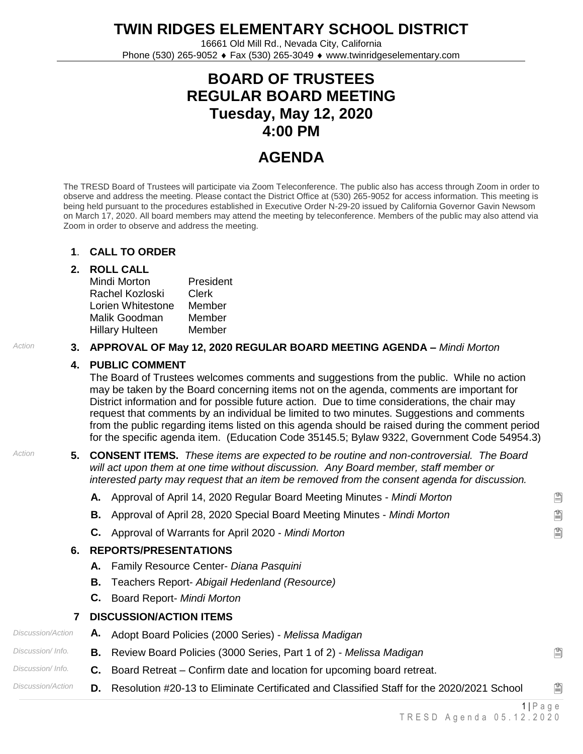# TWIN RIDGES ELEMENTARY SCHOOL DISTRICT

16661 Old Mill Rd., Nevada City, California
Phone (530) 265-9052 ♦ Fax (530) 265-3049 ♦ www.twinridgeselementary.com

## BOARD OF TRUSTEES
## REGULAR BOARD MEETING
## Tuesday, May 12, 2020
## 4:00 PM

## AGENDA

The TRESD Board of Trustees will participate via Zoom Teleconference. The public also has access through Zoom in order to observe and address the meeting. Please contact the District Office at (530) 265-9052 for access information. This meeting is being held pursuant to the procedures established in Executive Order N-29-20 issued by California Governor Gavin Newsom on March 17, 2020. All board members may attend the meeting by teleconference. Members of the public may also attend via Zoom in order to observe and address the meeting.

**1. CALL TO ORDER**

**2. ROLL CALL**

| | |
|---|---|
| Mindi Morton | President |
| Rachel Kozloski | Clerk |
| Lorien Whitestone | Member |
| Malik Goodman | Member |
| Hillary Hulteen | Member |

*Action* **3. APPROVAL OF May 12, 2020 REGULAR BOARD MEETING AGENDA –** *Mindi Morton*

**4. PUBLIC COMMENT**

The Board of Trustees welcomes comments and suggestions from the public. While no action may be taken by the Board concerning items not on the agenda, comments are important for District information and for possible future action. Due to time considerations, the chair may request that comments by an individual be limited to two minutes. Suggestions and comments from the public regarding items listed on this agenda should be raised during the comment period for the specific agenda item. (Education Code 35145.5; Bylaw 9322, Government Code 54954.3)

*Action* **5. CONSENT ITEMS.** *These items are expected to be routine and non-controversial. The Board will act upon them at one time without discussion. Any Board member, staff member or interested party may request that an item be removed from the consent agenda for discussion.*

- **A.** Approval of April 14, 2020 Regular Board Meeting Minutes - *Mindi Morton*
- **B.** Approval of April 28, 2020 Special Board Meeting Minutes - *Mindi Morton*
- **C.** Approval of Warrants for April 2020 - *Mindi Morton*

**6. REPORTS/PRESENTATIONS**

- **A.** Family Resource Center- *Diana Pasquini*
- **B.** Teachers Report- *Abigail Hedenland (Resource)*
- **C.** Board Report- *Mindi Morton*

**7 DISCUSSION/ACTION ITEMS**

- *Discussion/Action* **A.** Adopt Board Policies (2000 Series) - *Melissa Madigan*
- *Discussion/ Info.* **B.** Review Board Policies (3000 Series, Part 1 of 2) - *Melissa Madigan*
- *Discussion/ Info.* **C.** Board Retreat – Confirm date and location for upcoming board retreat.
- *Discussion/Action* **D.** Resolution #20-13 to Eliminate Certificated and Classified Staff for the 2020/2021 School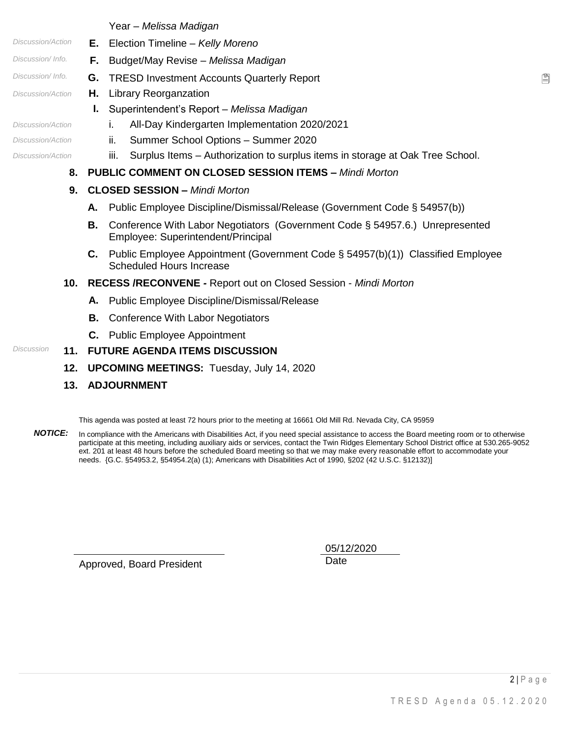Year – *Melissa Madigan*

*Discussion/Action* **E.** Election Timeline – *Kelly Moreno*

*Discussion/ Info.* **F.** Budget/May Revise – *Melissa Madigan*

*Discussion/ Info.* **G.** TRESD Investment Accounts Quarterly Report

*Discussion/Action* **H.** Library Reorganzation

**I.** Superintendent's Report – *Melissa Madigan*

*Discussion/Action* i. All-Day Kindergarten Implementation 2020/2021

*Discussion/Action* ii. Summer School Options – Summer 2020

*Discussion/Action* iii. Surplus Items – Authorization to surplus items in storage at Oak Tree School.

**8. PUBLIC COMMENT ON CLOSED SESSION ITEMS –** *Mindi Morton*

**9. CLOSED SESSION –** *Mindi Morton*

**A.** Public Employee Discipline/Dismissal/Release (Government Code § 54957(b))

**B.** Conference With Labor Negotiators (Government Code § 54957.6.) Unrepresented Employee: Superintendent/Principal

**C.** Public Employee Appointment (Government Code § 54957(b)(1)) Classified Employee Scheduled Hours Increase

**10. RECESS /RECONVENE -** Report out on Closed Session - *Mindi Morton*

**A.** Public Employee Discipline/Dismissal/Release

**B.** Conference With Labor Negotiators

**C.** Public Employee Appointment

*Discussion* **11. FUTURE AGENDA ITEMS DISCUSSION**

**12. UPCOMING MEETINGS:** Tuesday, July 14, 2020

**13. ADJOURNMENT**

This agenda was posted at least 72 hours prior to the meeting at 16661 Old Mill Rd. Nevada City, CA 95959

***NOTICE:*** In compliance with the Americans with Disabilities Act, if you need special assistance to access the Board meeting room or to otherwise participate at this meeting, including auxiliary aids or services, contact the Twin Ridges Elementary School District office at 530.265-9052 ext. 201 at least 48 hours before the scheduled Board meeting so that we may make every reasonable effort to accommodate your needs. {G.C. §54953.2, §54954.2(a) (1); Americans with Disabilities Act of 1990, §202 (42 U.S.C. §12132)]

\_\_\_\_\_\_\_\_\_\_\_\_\_\_\_\_\_\_\_\_\_\_\_\_\_\_\_\_
Approved, Board President

05/12/2020
Date